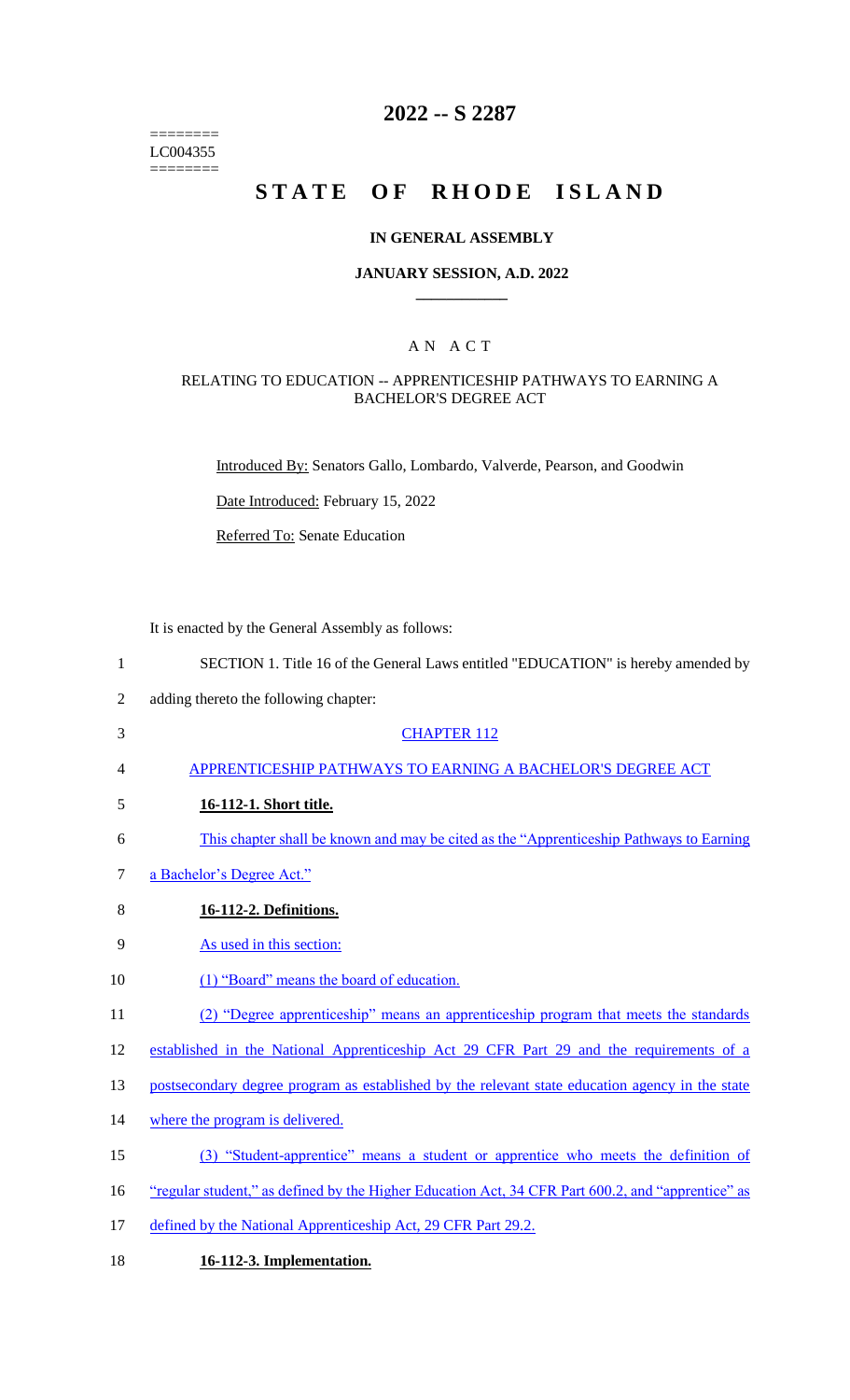========
LC004355
========

# 2022 -- S 2287

# STATE OF RHODE ISLAND

### IN GENERAL ASSEMBLY

### JANUARY SESSION, A.D. 2022

### A N A C T

### RELATING TO EDUCATION -- APPRENTICESHIP PATHWAYS TO EARNING A BACHELOR'S DEGREE ACT

Introduced By: Senators Gallo, Lombardo, Valverde, Pearson, and Goodwin

Date Introduced: February 15, 2022

Referred To: Senate Education

It is enacted by the General Assembly as follows:

1 SECTION 1. Title 16 of the General Laws entitled "EDUCATION" is hereby amended by
2 adding thereto the following chapter:

3 CHAPTER 112

4 APPRENTICESHIP PATHWAYS TO EARNING A BACHELOR'S DEGREE ACT

5 **16-112-1. Short title.**

6 This chapter shall be known and may be cited as the "Apprenticeship Pathways to Earning
7 a Bachelor's Degree Act."

8 **16-112-2. Definitions.**

9 As used in this section:

10 (1) "Board" means the board of education.

11 (2) "Degree apprenticeship" means an apprenticeship program that meets the standards
12 established in the National Apprenticeship Act 29 CFR Part 29 and the requirements of a
13 postsecondary degree program as established by the relevant state education agency in the state
14 where the program is delivered.

15 (3) "Student-apprentice" means a student or apprentice who meets the definition of
16 "regular student," as defined by the Higher Education Act, 34 CFR Part 600.2, and "apprentice" as
17 defined by the National Apprenticeship Act, 29 CFR Part 29.2.

18 **16-112-3. Implementation.**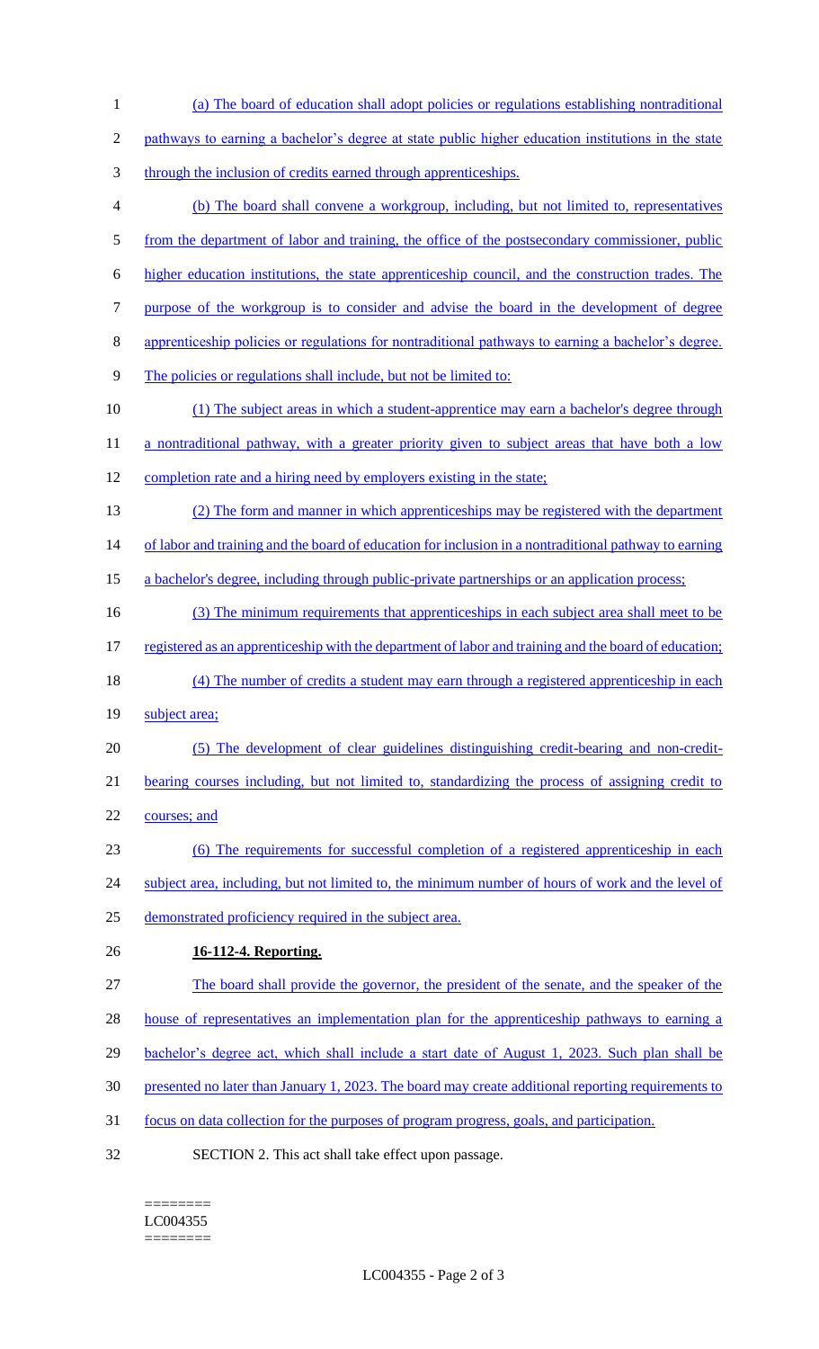(a) The board of education shall adopt policies or regulations establishing nontraditional pathways to earning a bachelor's degree at state public higher education institutions in the state through the inclusion of credits earned through apprenticeships.

(b) The board shall convene a workgroup, including, but not limited to, representatives from the department of labor and training, the office of the postsecondary commissioner, public higher education institutions, the state apprenticeship council, and the construction trades. The purpose of the workgroup is to consider and advise the board in the development of degree apprenticeship policies or regulations for nontraditional pathways to earning a bachelor's degree. The policies or regulations shall include, but not be limited to:

(1) The subject areas in which a student-apprentice may earn a bachelor's degree through a nontraditional pathway, with a greater priority given to subject areas that have both a low completion rate and a hiring need by employers existing in the state;

(2) The form and manner in which apprenticeships may be registered with the department of labor and training and the board of education for inclusion in a nontraditional pathway to earning a bachelor's degree, including through public-private partnerships or an application process;

(3) The minimum requirements that apprenticeships in each subject area shall meet to be registered as an apprenticeship with the department of labor and training and the board of education;

(4) The number of credits a student may earn through a registered apprenticeship in each subject area;

(5) The development of clear guidelines distinguishing credit-bearing and non-credit-bearing courses including, but not limited to, standardizing the process of assigning credit to courses; and

(6) The requirements for successful completion of a registered apprenticeship in each subject area, including, but not limited to, the minimum number of hours of work and the level of demonstrated proficiency required in the subject area.

**16-112-4. Reporting.**

The board shall provide the governor, the president of the senate, and the speaker of the house of representatives an implementation plan for the apprenticeship pathways to earning a bachelor's degree act, which shall include a start date of August 1, 2023. Such plan shall be presented no later than January 1, 2023. The board may create additional reporting requirements to focus on data collection for the purposes of program progress, goals, and participation.

SECTION 2. This act shall take effect upon passage.

========
LC004355
========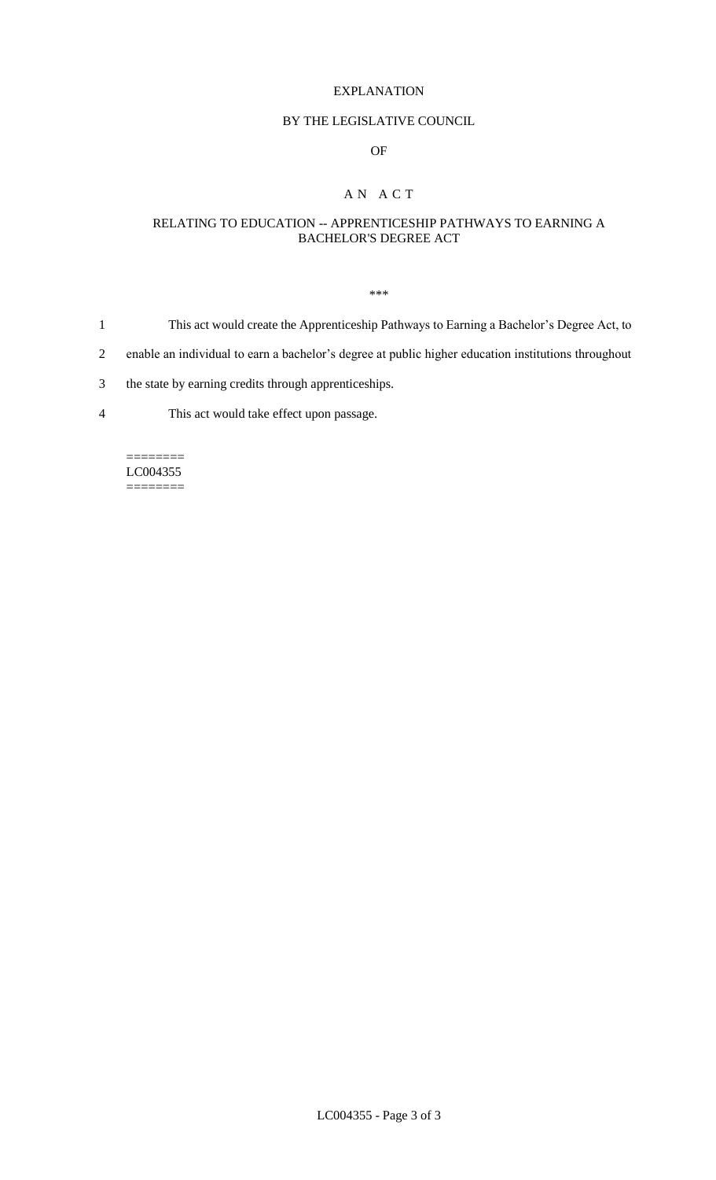EXPLANATION

BY THE LEGISLATIVE COUNCIL

OF

A N A C T

RELATING TO EDUCATION -- APPRENTICESHIP PATHWAYS TO EARNING A BACHELOR'S DEGREE ACT

\*\*\*

1 This act would create the Apprenticeship Pathways to Earning a Bachelor's Degree Act, to
2 enable an individual to earn a bachelor's degree at public higher education institutions throughout
3 the state by earning credits through apprenticeships.
4 This act would take effect upon passage.

========
LC004355
========